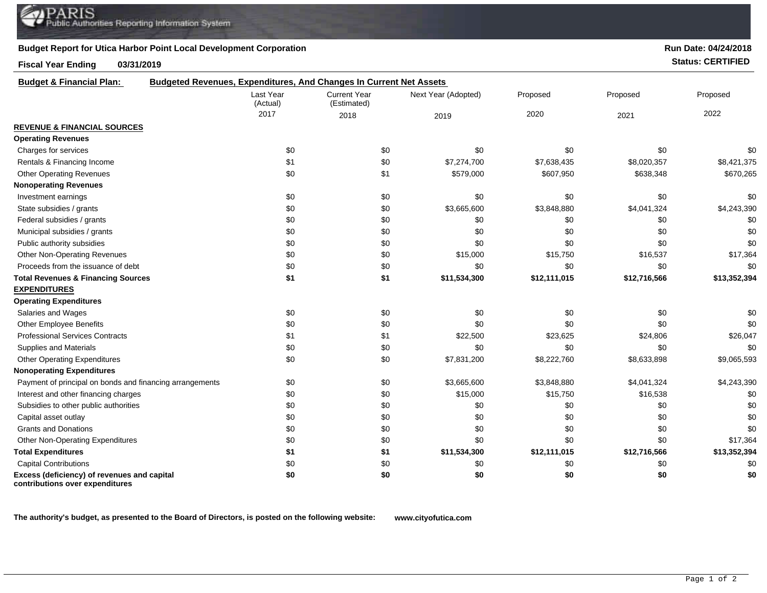PARIS
Public Authorities Reporting Information System

**Budget Report for Utica Harbor Point Local Development Corporation**

**Run Date: 04/24/2018**

**Fiscal Year Ending 03/31/2019**

**Status: CERTIFIED**

**Budget & Financial Plan:** **Budgeted Revenues, Expenditures, And Changes In Current Net Assets**

| | Last Year (Actual) 2017 | Current Year (Estimated) 2018 | Next Year (Adopted) 2019 | Proposed 2020 | Proposed 2021 | Proposed 2022 |
|---|---|---|---|---|---|---|
| **REVENUE & FINANCIAL SOURCES** | | | | | | |
| **Operating Revenues** | | | | | | |
| Charges for services | $0 | $0 | $0 | $0 | $0 | $0 |
| Rentals & Financing Income | $1 | $0 | $7,274,700 | $7,638,435 | $8,020,357 | $8,421,375 |
| Other Operating Revenues | $0 | $1 | $579,000 | $607,950 | $638,348 | $670,265 |
| **Nonoperating Revenues** | | | | | | |
| Investment earnings | $0 | $0 | $0 | $0 | $0 | $0 |
| State subsidies / grants | $0 | $0 | $3,665,600 | $3,848,880 | $4,041,324 | $4,243,390 |
| Federal subsidies / grants | $0 | $0 | $0 | $0 | $0 | $0 |
| Municipal subsidies / grants | $0 | $0 | $0 | $0 | $0 | $0 |
| Public authority subsidies | $0 | $0 | $0 | $0 | $0 | $0 |
| Other Non-Operating Revenues | $0 | $0 | $15,000 | $15,750 | $16,537 | $17,364 |
| Proceeds from the issuance of debt | $0 | $0 | $0 | $0 | $0 | $0 |
| **Total Revenues & Financing Sources** | **$1** | **$1** | **$11,534,300** | **$12,111,015** | **$12,716,566** | **$13,352,394** |
| **EXPENDITURES** | | | | | | |
| **Operating Expenditures** | | | | | | |
| Salaries and Wages | $0 | $0 | $0 | $0 | $0 | $0 |
| Other Employee Benefits | $0 | $0 | $0 | $0 | $0 | $0 |
| Professional Services Contracts | $1 | $1 | $22,500 | $23,625 | $24,806 | $26,047 |
| Supplies and Materials | $0 | $0 | $0 | $0 | $0 | $0 |
| Other Operating Expenditures | $0 | $0 | $7,831,200 | $8,222,760 | $8,633,898 | $9,065,593 |
| **Nonoperating Expenditures** | | | | | | |
| Payment of principal on bonds and financing arrangements | $0 | $0 | $3,665,600 | $3,848,880 | $4,041,324 | $4,243,390 |
| Interest and other financing charges | $0 | $0 | $15,000 | $15,750 | $16,538 | $0 |
| Subsidies to other public authorities | $0 | $0 | $0 | $0 | $0 | $0 |
| Capital asset outlay | $0 | $0 | $0 | $0 | $0 | $0 |
| Grants and Donations | $0 | $0 | $0 | $0 | $0 | $0 |
| Other Non-Operating Expenditures | $0 | $0 | $0 | $0 | $0 | $17,364 |
| **Total Expenditures** | **$1** | **$1** | **$11,534,300** | **$12,111,015** | **$12,716,566** | **$13,352,394** |
| Capital Contributions | $0 | $0 | $0 | $0 | $0 | $0 |
| **Excess (deficiency) of revenues and capital contributions over expenditures** | **$0** | **$0** | **$0** | **$0** | **$0** | **$0** |

**The authority's budget, as presented to the Board of Directors, is posted on the following website:** **www.cityofutica.com**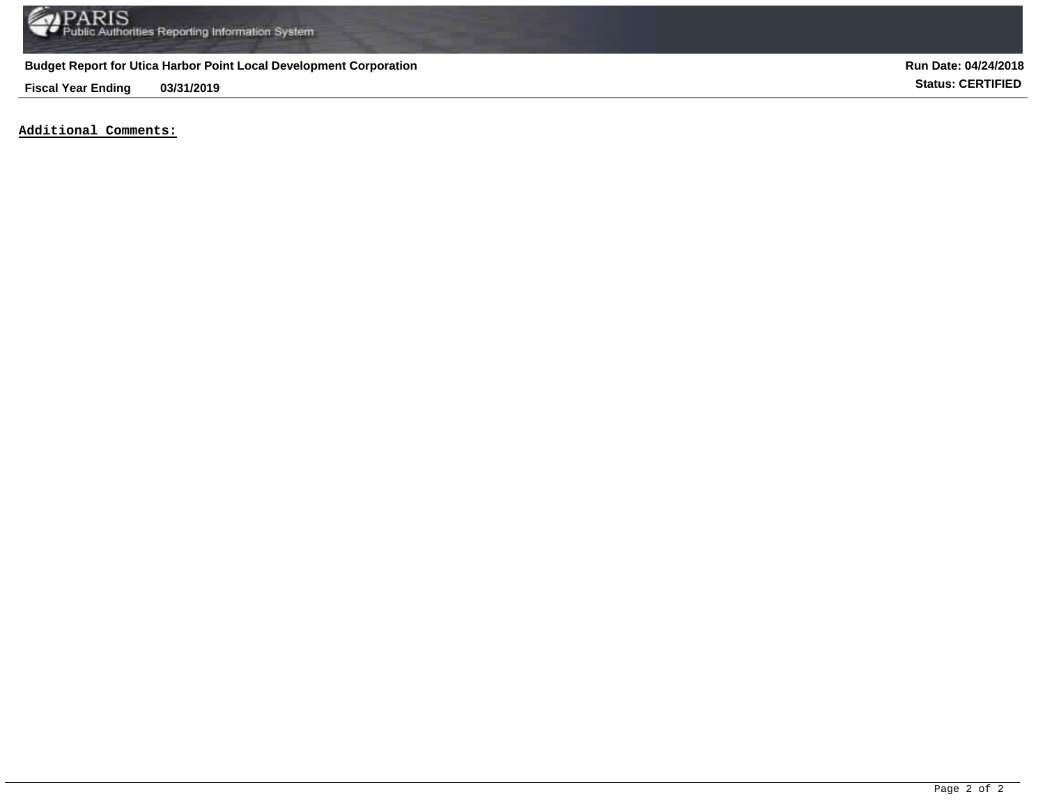**Additional Comments:**